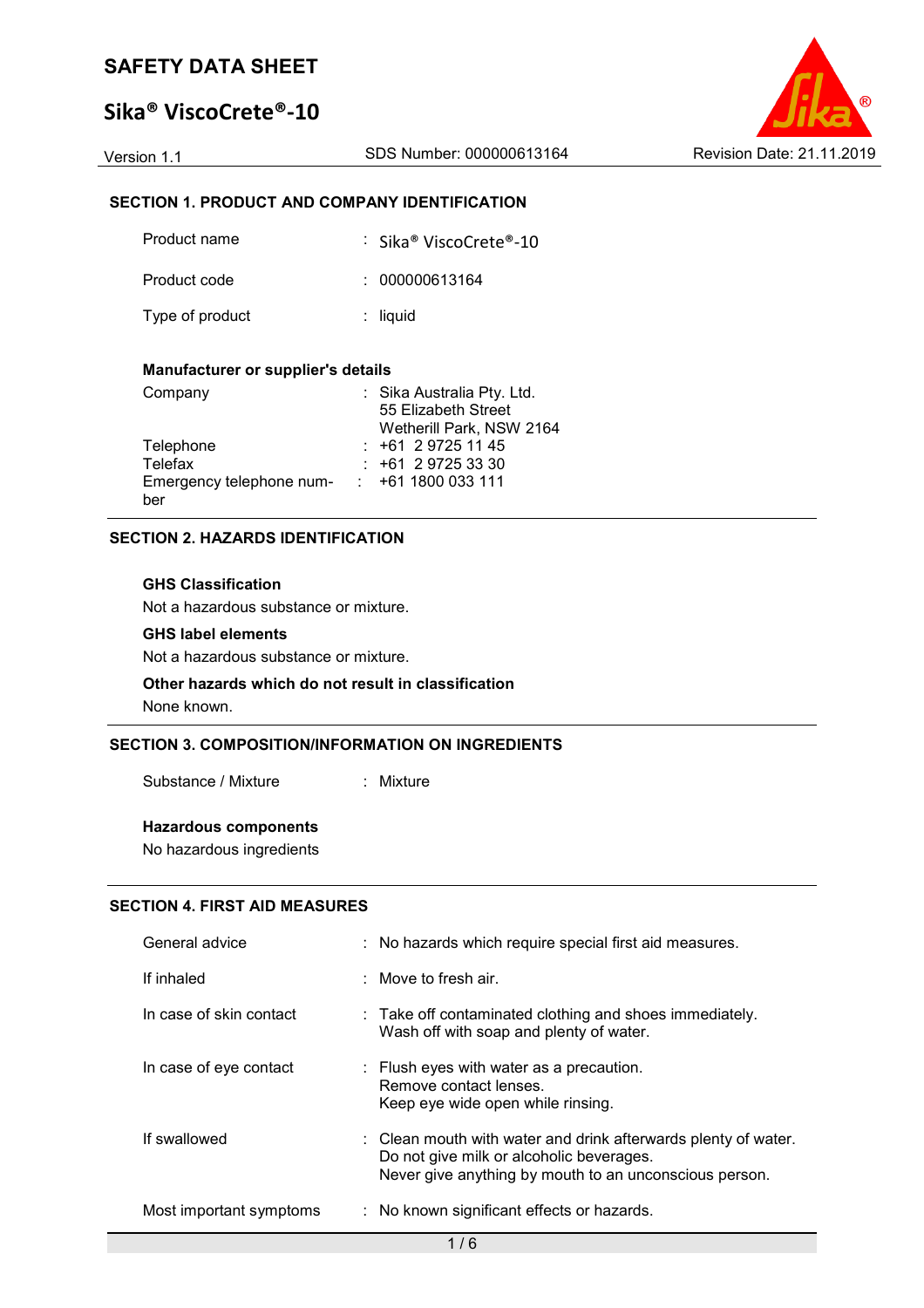# SAFETY DATA SHEET

## Sika® ViscoCrete®-10

Version 1.1 | SDS Number: 000000613164 | Revision Date: 21.11.2019

### SECTION 1. PRODUCT AND COMPANY IDENTIFICATION

| | |
|---|---|
| Product name | : Sika® ViscoCrete®-10 |
| Product code | : 000000613164 |
| Type of product | : liquid |

**Manufacturer or supplier's details**

| | |
|---|---|
| Company | : Sika Australia Pty. Ltd.<br>55 Elizabeth Street<br>Wetherill Park, NSW 2164 |
| Telephone | : +61 2 9725 11 45 |
| Telefax | : +61 2 9725 33 30 |
| Emergency telephone number | : +61 1800 033 111 |

### SECTION 2. HAZARDS IDENTIFICATION

**GHS Classification**

Not a hazardous substance or mixture.

**GHS label elements**

Not a hazardous substance or mixture.

**Other hazards which do not result in classification**

None known.

### SECTION 3. COMPOSITION/INFORMATION ON INGREDIENTS

| | |
|---|---|
| Substance / Mixture | : Mixture |

**Hazardous components**

No hazardous ingredients

### SECTION 4. FIRST AID MEASURES

| | |
|---|---|
| General advice | : No hazards which require special first aid measures. |
| If inhaled | : Move to fresh air. |
| In case of skin contact | : Take off contaminated clothing and shoes immediately.<br>Wash off with soap and plenty of water. |
| In case of eye contact | : Flush eyes with water as a precaution.<br>Remove contact lenses.<br>Keep eye wide open while rinsing. |
| If swallowed | : Clean mouth with water and drink afterwards plenty of water.<br>Do not give milk or alcoholic beverages.<br>Never give anything by mouth to an unconscious person. |
| Most important symptoms | : No known significant effects or hazards. |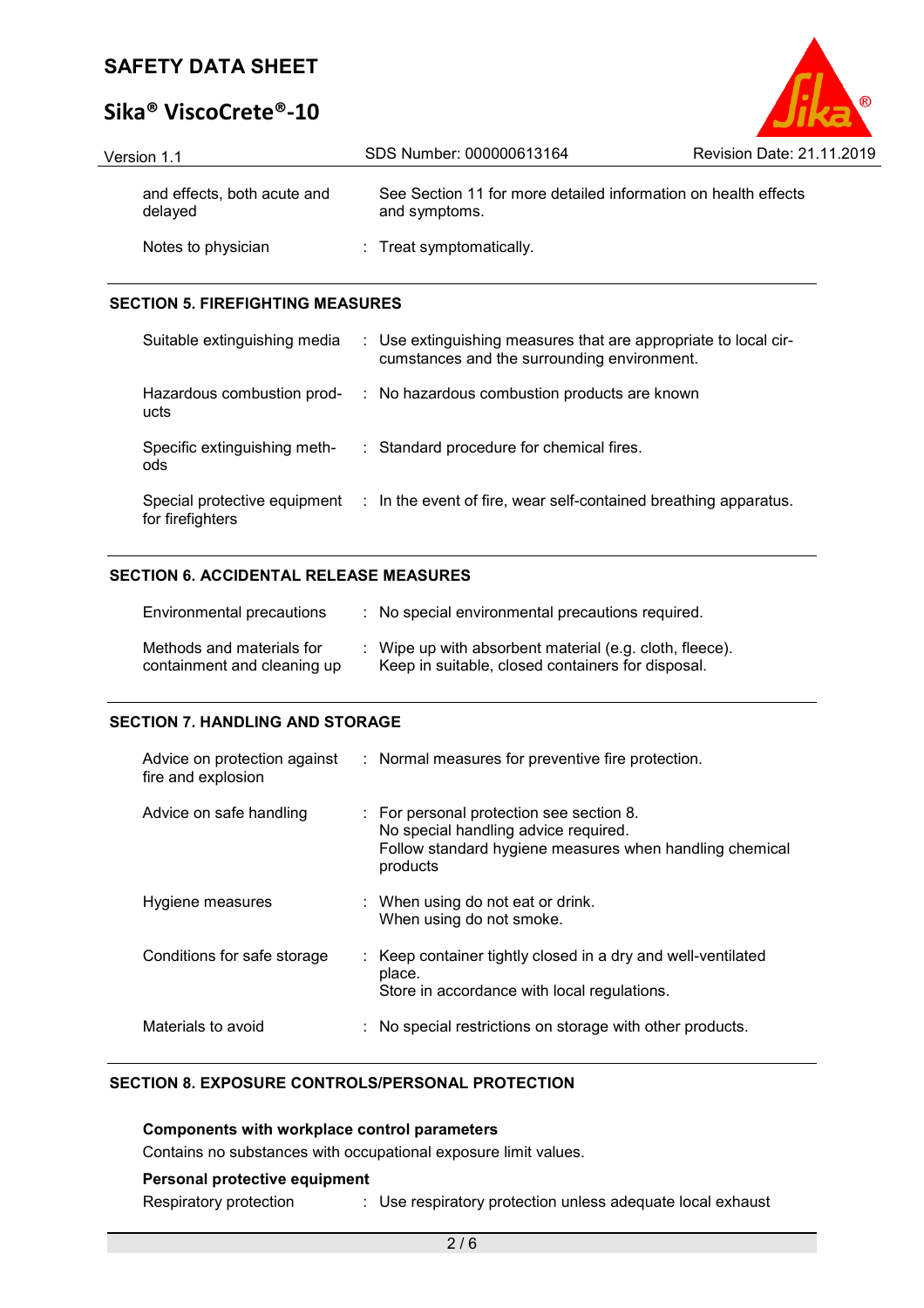| | | |
|---|---|---|
| and effects, both acute and delayed | | See Section 11 for more detailed information on health effects and symptoms. |
| Notes to physician | : | Treat symptomatically. |

## SECTION 5. FIREFIGHTING MEASURES

| | | |
|---|---|---|
| Suitable extinguishing media | : | Use extinguishing measures that are appropriate to local circumstances and the surrounding environment. |
| Hazardous combustion products | : | No hazardous combustion products are known |
| Specific extinguishing methods | : | Standard procedure for chemical fires. |
| Special protective equipment for firefighters | : | In the event of fire, wear self-contained breathing apparatus. |

## SECTION 6. ACCIDENTAL RELEASE MEASURES

| | | |
|---|---|---|
| Environmental precautions | : | No special environmental precautions required. |
| Methods and materials for containment and cleaning up | : | Wipe up with absorbent material (e.g. cloth, fleece).<br>Keep in suitable, closed containers for disposal. |

## SECTION 7. HANDLING AND STORAGE

| | | |
|---|---|---|
| Advice on protection against fire and explosion | : | Normal measures for preventive fire protection. |
| Advice on safe handling | : | For personal protection see section 8.<br>No special handling advice required.<br>Follow standard hygiene measures when handling chemical products |
| Hygiene measures | : | When using do not eat or drink.<br>When using do not smoke. |
| Conditions for safe storage | : | Keep container tightly closed in a dry and well-ventilated place.<br>Store in accordance with local regulations. |
| Materials to avoid | : | No special restrictions on storage with other products. |

## SECTION 8. EXPOSURE CONTROLS/PERSONAL PROTECTION

**Components with workplace control parameters**

Contains no substances with occupational exposure limit values.

**Personal protective equipment**

| | | |
|---|---|---|
| Respiratory protection | : | Use respiratory protection unless adequate local exhaust |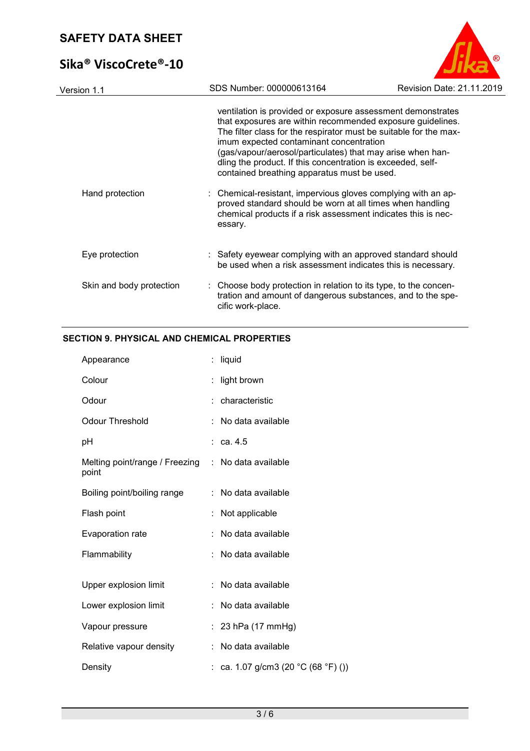ventilation is provided or exposure assessment demonstrates that exposures are within recommended exposure guidelines. The filter class for the respirator must be suitable for the maximum expected contaminant concentration (gas/vapour/aerosol/particulates) that may arise when handling the product. If this concentration is exceeded, self-contained breathing apparatus must be used.

| | |
|---|---|
| Hand protection | : Chemical-resistant, impervious gloves complying with an approved standard should be worn at all times when handling chemical products if a risk assessment indicates this is necessary. |
| Eye protection | : Safety eyewear complying with an approved standard should be used when a risk assessment indicates this is necessary. |
| Skin and body protection | : Choose body protection in relation to its type, to the concentration and amount of dangerous substances, and to the specific work-place. |

## SECTION 9. PHYSICAL AND CHEMICAL PROPERTIES

| | |
|---|---|
| Appearance | : liquid |
| Colour | : light brown |
| Odour | : characteristic |
| Odour Threshold | : No data available |
| pH | : ca. 4.5 |
| Melting point/range / Freezing point | : No data available |
| Boiling point/boiling range | : No data available |
| Flash point | : Not applicable |
| Evaporation rate | : No data available |
| Flammability | : No data available |
| Upper explosion limit | : No data available |
| Lower explosion limit | : No data available |
| Vapour pressure | : 23 hPa (17 mmHg) |
| Relative vapour density | : No data available |
| Density | : ca. 1.07 g/cm3 (20 °C (68 °F) ()) |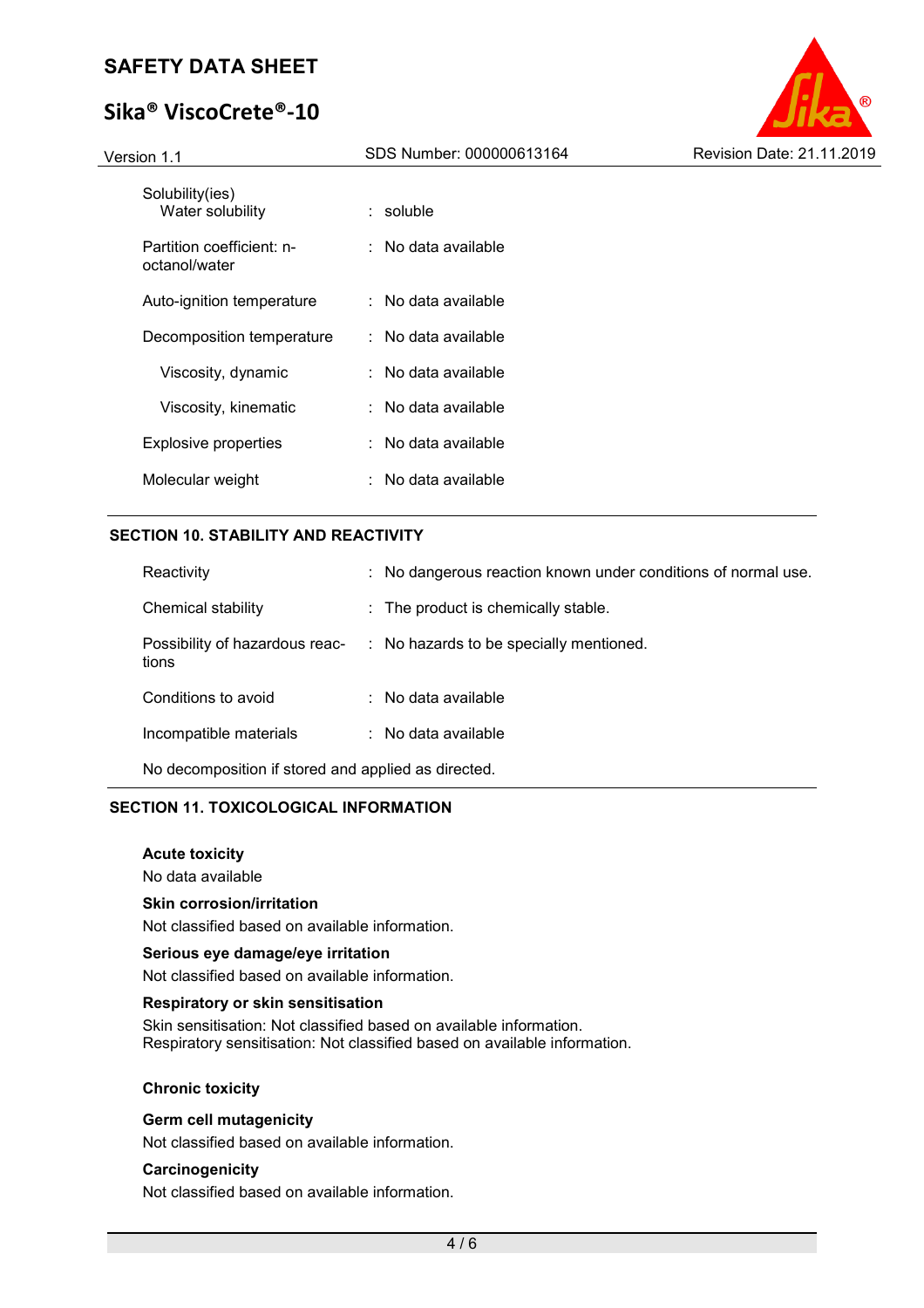| | | |
|---|---|---|
| Solubility(ies) | | |
| Water solubility | : | soluble |
| Partition coefficient: n-octanol/water | : | No data available |
| Auto-ignition temperature | : | No data available |
| Decomposition temperature | : | No data available |
| Viscosity, dynamic | : | No data available |
| Viscosity, kinematic | : | No data available |
| Explosive properties | : | No data available |
| Molecular weight | : | No data available |

## SECTION 10. STABILITY AND REACTIVITY

| | | |
|---|---|---|
| Reactivity | : | No dangerous reaction known under conditions of normal use. |
| Chemical stability | : | The product is chemically stable. |
| Possibility of hazardous reactions | : | No hazards to be specially mentioned. |
| Conditions to avoid | : | No data available |
| Incompatible materials | : | No data available |

No decomposition if stored and applied as directed.

## SECTION 11. TOXICOLOGICAL INFORMATION

**Acute toxicity**

No data available

**Skin corrosion/irritation**

Not classified based on available information.

**Serious eye damage/eye irritation**

Not classified based on available information.

**Respiratory or skin sensitisation**

Skin sensitisation: Not classified based on available information.
Respiratory sensitisation: Not classified based on available information.

**Chronic toxicity**

**Germ cell mutagenicity**

Not classified based on available information.

**Carcinogenicity**

Not classified based on available information.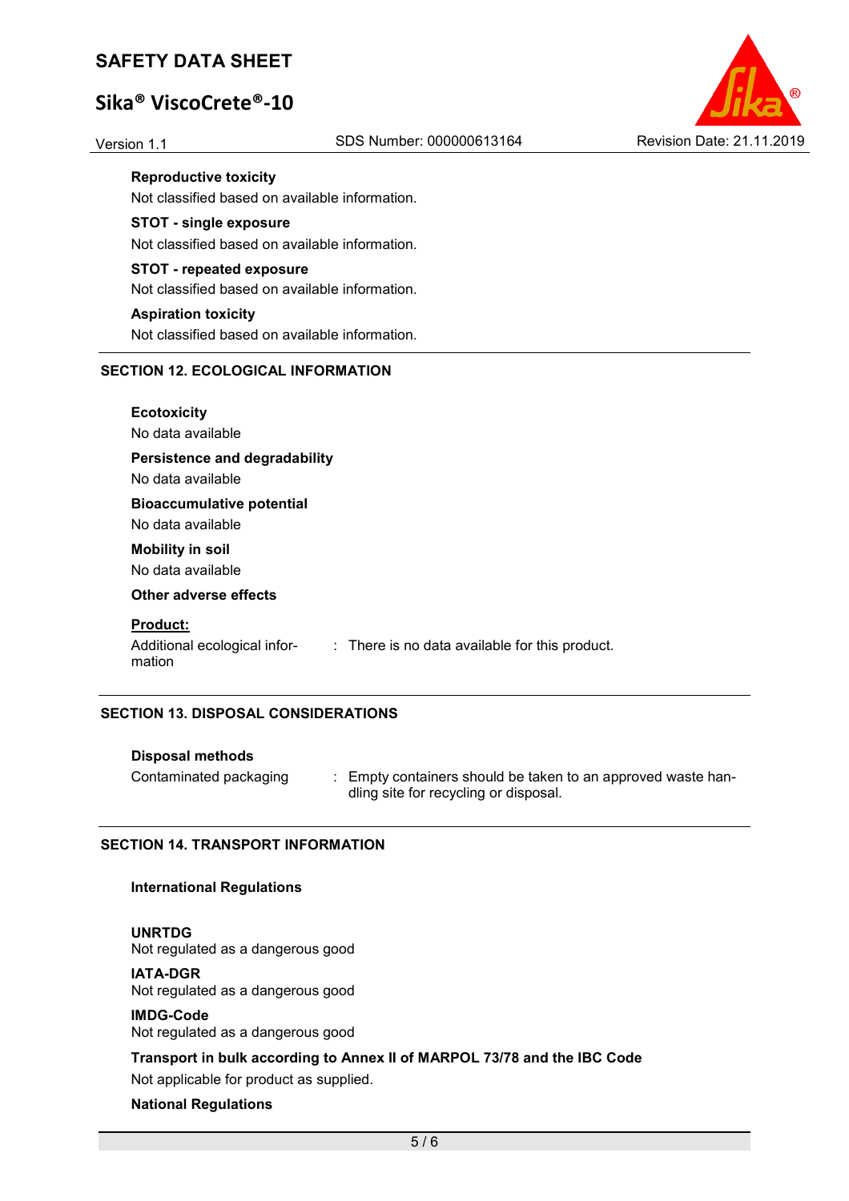**Reproductive toxicity**

Not classified based on available information.

**STOT - single exposure**

Not classified based on available information.

**STOT - repeated exposure**

Not classified based on available information.

**Aspiration toxicity**

Not classified based on available information.

## SECTION 12. ECOLOGICAL INFORMATION

**Ecotoxicity**

No data available

**Persistence and degradability**

No data available

**Bioaccumulative potential**

No data available

**Mobility in soil**

No data available

**Other adverse effects**

**Product:**

Additional ecological information : There is no data available for this product.

## SECTION 13. DISPOSAL CONSIDERATIONS

**Disposal methods**

Contaminated packaging : Empty containers should be taken to an approved waste handling site for recycling or disposal.

## SECTION 14. TRANSPORT INFORMATION

**International Regulations**

**UNRTDG**

Not regulated as a dangerous good

**IATA-DGR**

Not regulated as a dangerous good

**IMDG-Code**

Not regulated as a dangerous good

**Transport in bulk according to Annex II of MARPOL 73/78 and the IBC Code**

Not applicable for product as supplied.

**National Regulations**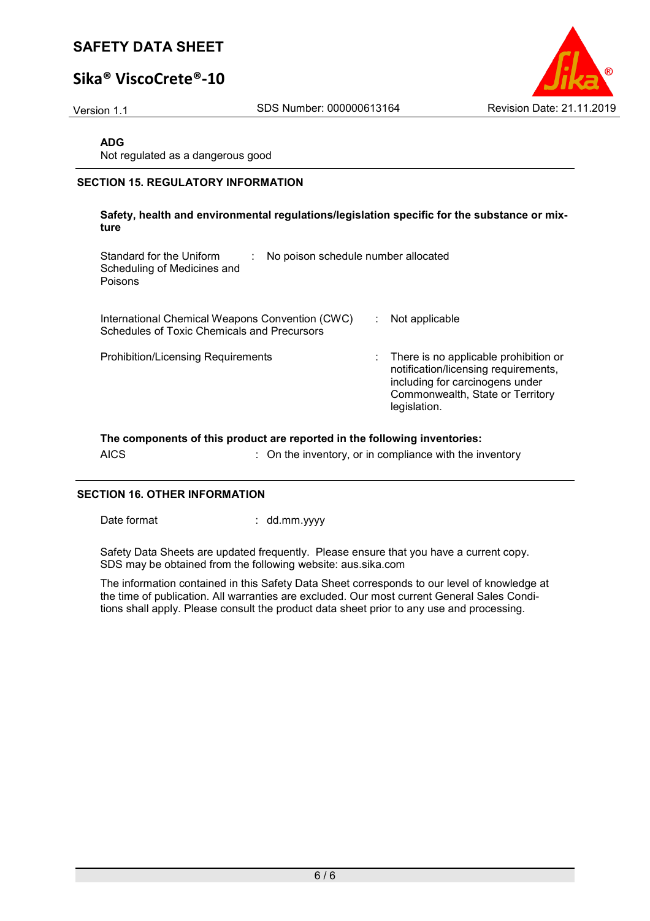**ADG**

Not regulated as a dangerous good

## SECTION 15. REGULATORY INFORMATION

**Safety, health and environmental regulations/legislation specific for the substance or mixture**

| | |
|---|---|
| Standard for the Uniform Scheduling of Medicines and Poisons | : No poison schedule number allocated |
| International Chemical Weapons Convention (CWC) Schedules of Toxic Chemicals and Precursors | : Not applicable |
| Prohibition/Licensing Requirements | : There is no applicable prohibition or notification/licensing requirements, including for carcinogens under Commonwealth, State or Territory legislation. |

**The components of this product are reported in the following inventories:**

| | |
|---|---|
| AICS | : On the inventory, or in compliance with the inventory |

## SECTION 16. OTHER INFORMATION

| | |
|---|---|
| Date format | : dd.mm.yyyy |

Safety Data Sheets are updated frequently. Please ensure that you have a current copy. SDS may be obtained from the following website: aus.sika.com

The information contained in this Safety Data Sheet corresponds to our level of knowledge at the time of publication. All warranties are excluded. Our most current General Sales Conditions shall apply. Please consult the product data sheet prior to any use and processing.